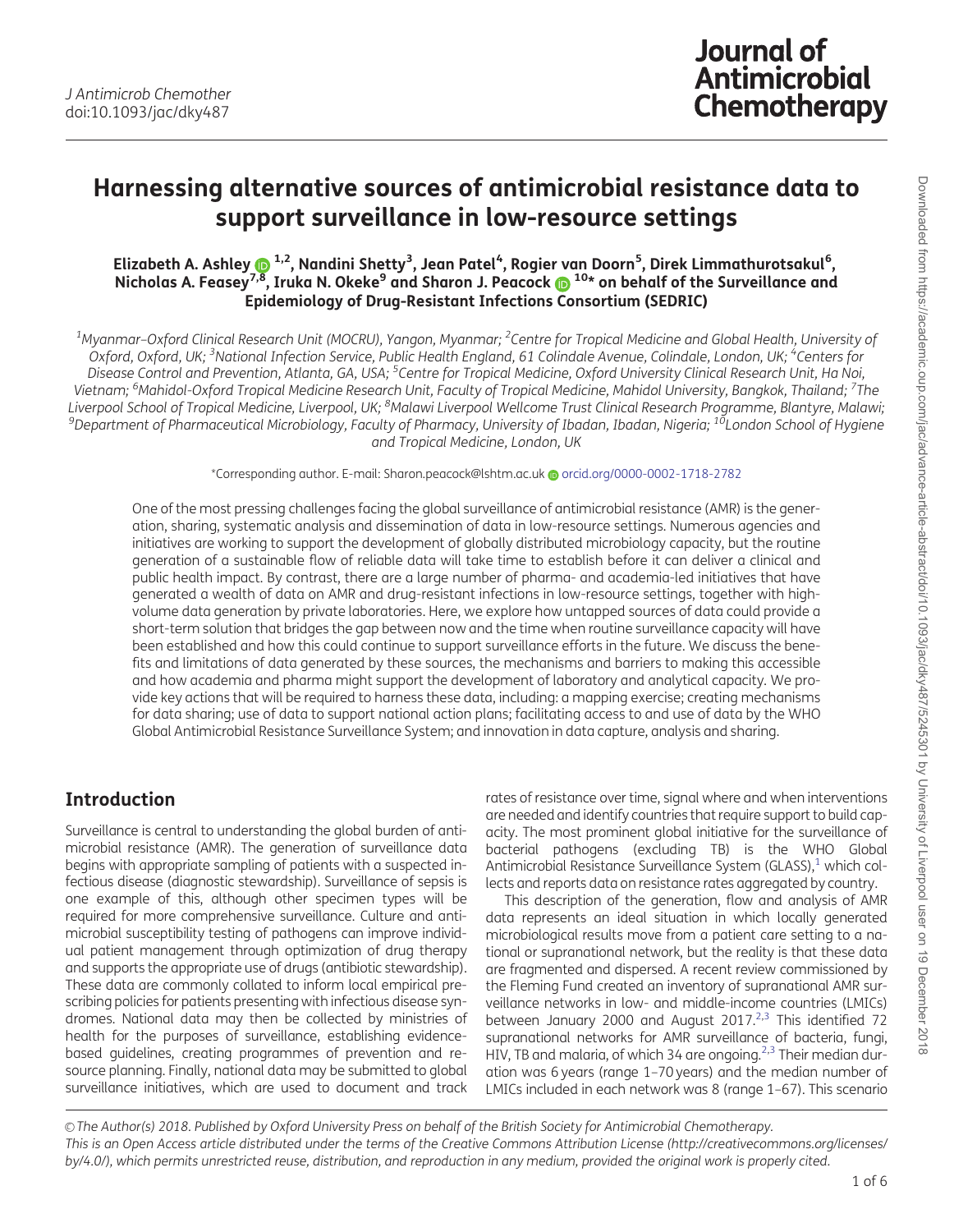# Harnessing alternative sources of antimicrobial resistance data to support surveillance in low-resource settings

**Elizabeth A. Ashley [1,2], Nandini Shetty [3], Jean Patel [4], Rogier van Doorn [5], Direk Limmathurotsakul [6], Nicholas A. Feasey [7,8], Iruka N. Okeke [9] and Sharon J. Peacock [10]* on behalf of the Surveillance and Epidemiology of Drug-Resistant Infections Consortium (SEDRIC)**

*[1]Myanmar–Oxford Clinical Research Unit (MOCRU), Yangon, Myanmar; [2]Centre for Tropical Medicine and Global Health, University of Oxford, Oxford, UK; [3]National Infection Service, Public Health England, 61 Colindale Avenue, Colindale, London, UK; [4]Centers for Disease Control and Prevention, Atlanta, GA, USA; [5]Centre for Tropical Medicine, Oxford University Clinical Research Unit, Ha Noi, Vietnam; [6]Mahidol-Oxford Tropical Medicine Research Unit, Faculty of Tropical Medicine, Mahidol University, Bangkok, Thailand; [7]The Liverpool School of Tropical Medicine, Liverpool, UK; [8]Malawi Liverpool Wellcome Trust Clinical Research Programme, Blantyre, Malawi; [9]Department of Pharmaceutical Microbiology, Faculty of Pharmacy, University of Ibadan, Ibadan, Nigeria; [10]London School of Hygiene and Tropical Medicine, London, UK*

*Corresponding author. E-mail: Sharon.peacock@lshtm.ac.uk orcid.org/0000-0002-1718-2782

One of the most pressing challenges facing the global surveillance of antimicrobial resistance (AMR) is the generation, sharing, systematic analysis and dissemination of data in low-resource settings. Numerous agencies and initiatives are working to support the development of globally distributed microbiology capacity, but the routine generation of a sustainable flow of reliable data will take time to establish before it can deliver a clinical and public health impact. By contrast, there are a large number of pharma- and academia-led initiatives that have generated a wealth of data on AMR and drug-resistant infections in low-resource settings, together with high-volume data generation by private laboratories. Here, we explore how untapped sources of data could provide a short-term solution that bridges the gap between now and the time when routine surveillance capacity will have been established and how this could continue to support surveillance efforts in the future. We discuss the benefits and limitations of data generated by these sources, the mechanisms and barriers to making this accessible and how academia and pharma might support the development of laboratory and analytical capacity. We provide key actions that will be required to harness these data, including: a mapping exercise; creating mechanisms for data sharing; use of data to support national action plans; facilitating access to and use of data by the WHO Global Antimicrobial Resistance Surveillance System; and innovation in data capture, analysis and sharing.

## Introduction

Surveillance is central to understanding the global burden of antimicrobial resistance (AMR). The generation of surveillance data begins with appropriate sampling of patients with a suspected infectious disease (diagnostic stewardship). Surveillance of sepsis is one example of this, although other specimen types will be required for more comprehensive surveillance. Culture and antimicrobial susceptibility testing of pathogens can improve individual patient management through optimization of drug therapy and supports the appropriate use of drugs (antibiotic stewardship). These data are commonly collated to inform local empirical prescribing policies for patients presenting with infectious disease syndromes. National data may then be collected by ministries of health for the purposes of surveillance, establishing evidence-based guidelines, creating programmes of prevention and resource planning. Finally, national data may be submitted to global surveillance initiatives, which are used to document and track rates of resistance over time, signal where and when interventions are needed and identify countries that require support to build capacity. The most prominent global initiative for the surveillance of bacterial pathogens (excluding TB) is the WHO Global Antimicrobial Resistance Surveillance System (GLASS),[1] which collects and reports data on resistance rates aggregated by country.

This description of the generation, flow and analysis of AMR data represents an ideal situation in which locally generated microbiological results move from a patient care setting to a national or supranational network, but the reality is that these data are fragmented and dispersed. A recent review commissioned by the Fleming Fund created an inventory of supranational AMR surveillance networks in low- and middle-income countries (LMICs) between January 2000 and August 2017.[2,3] This identified 72 supranational networks for AMR surveillance of bacteria, fungi, HIV, TB and malaria, of which 34 are ongoing.[2,3] Their median duration was 6 years (range 1–70 years) and the median number of LMICs included in each network was 8 (range 1–67). This scenario

© The Author(s) 2018. Published by Oxford University Press on behalf of the British Society for Antimicrobial Chemotherapy.
This is an Open Access article distributed under the terms of the Creative Commons Attribution License (http://creativecommons.org/licenses/by/4.0/), which permits unrestricted reuse, distribution, and reproduction in any medium, provided the original work is properly cited.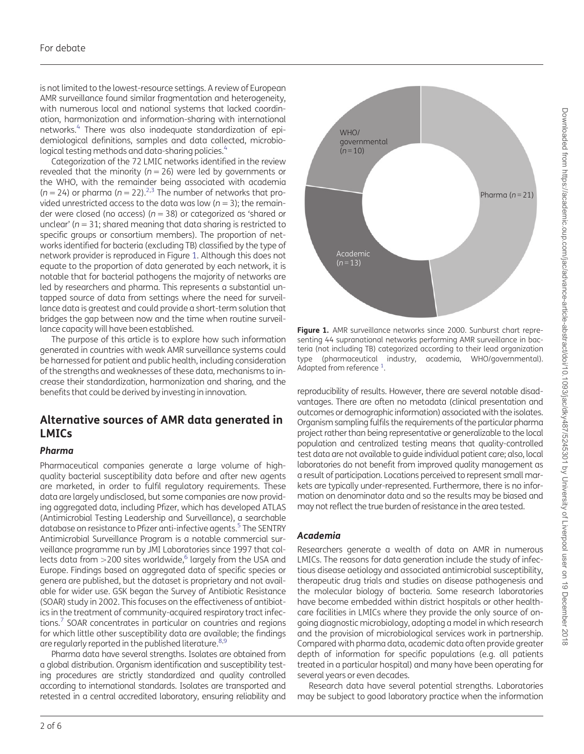is not limited to the lowest-resource settings. A review of European AMR surveillance found similar fragmentation and heterogeneity, with numerous local and national systems that lacked coordination, harmonization and information-sharing with international networks.[4] There was also inadequate standardization of epidemiological definitions, samples and data collected, microbiological testing methods and data-sharing policies.[4]

Categorization of the 72 LMIC networks identified in the review revealed that the minority ($n = 26$) were led by governments or the WHO, with the remainder being associated with academia ($n = 24$) or pharma ($n = 22$).[2,3] The number of networks that provided unrestricted access to the data was low ($n = 3$); the remainder were closed (no access) ($n = 38$) or categorized as 'shared or unclear' ($n = 31$; shared meaning that data sharing is restricted to specific groups or consortium members). The proportion of networks identified for bacteria (excluding TB) classified by the type of network provider is reproduced in Figure 1. Although this does not equate to the proportion of data generated by each network, it is notable that for bacterial pathogens the majority of networks are led by researchers and pharma. This represents a substantial untapped source of data from settings where the need for surveillance data is greatest and could provide a short-term solution that bridges the gap between now and the time when routine surveillance capacity will have been established.

The purpose of this article is to explore how such information generated in countries with weak AMR surveillance systems could be harnessed for patient and public health, including consideration of the strengths and weaknesses of these data, mechanisms to increase their standardization, harmonization and sharing, and the benefits that could be derived by investing in innovation.

WHO/ governmental ($n = 10$)

Pharma ($n = 21$)

Academic ($n = 13$)

**Figure 1.** AMR surveillance networks since 2000. Sunburst chart representing 44 supranational networks performing AMR surveillance in bacteria (not including TB) categorized according to their lead organization type (pharmaceutical industry, academia, WHO/governmental). Adapted from reference [1].

## Alternative sources of AMR data generated in LMICs

### *Pharma*

Pharmaceutical companies generate a large volume of high-quality bacterial susceptibility data before and after new agents are marketed, in order to fulfil regulatory requirements. These data are largely undisclosed, but some companies are now providing aggregated data, including Pfizer, which has developed ATLAS (Antimicrobial Testing Leadership and Surveillance), a searchable database on resistance to Pfizer anti-infective agents.[5] The SENTRY Antimicrobial Surveillance Program is a notable commercial surveillance programme run by JMI Laboratories since 1997 that collects data from >200 sites worldwide,[6] largely from the USA and Europe. Findings based on aggregated data of specific species or genera are published, but the dataset is proprietary and not available for wider use. GSK began the Survey of Antibiotic Resistance (SOAR) study in 2002. This focuses on the effectiveness of antibiotics in the treatment of community-acquired respiratory tract infections.[7] SOAR concentrates in particular on countries and regions for which little other susceptibility data are available; the findings are regularly reported in the published literature.[8,9]

Pharma data have several strengths. Isolates are obtained from a global distribution. Organism identification and susceptibility testing procedures are strictly standardized and quality controlled according to international standards. Isolates are transported and retested in a central accredited laboratory, ensuring reliability and reproducibility of results. However, there are several notable disadvantages. There are often no metadata (clinical presentation and outcomes or demographic information) associated with the isolates. Organism sampling fulfils the requirements of the particular pharma project rather than being representative or generalizable to the local population and centralized testing means that quality-controlled test data are not available to guide individual patient care; also, local laboratories do not benefit from improved quality management as a result of participation. Locations perceived to represent small markets are typically under-represented. Furthermore, there is no information on denominator data and so the results may be biased and may not reflect the true burden of resistance in the area tested.

### *Academia*

Researchers generate a wealth of data on AMR in numerous LMICs. The reasons for data generation include the study of infectious disease aetiology and associated antimicrobial susceptibility, therapeutic drug trials and studies on disease pathogenesis and the molecular biology of bacteria. Some research laboratories have become embedded within district hospitals or other healthcare facilities in LMICs where they provide the only source of ongoing diagnostic microbiology, adopting a model in which research and the provision of microbiological services work in partnership. Compared with pharma data, academic data often provide greater depth of information for specific populations (e.g. all patients treated in a particular hospital) and many have been operating for several years or even decades.

Research data have several potential strengths. Laboratories may be subject to good laboratory practice when the information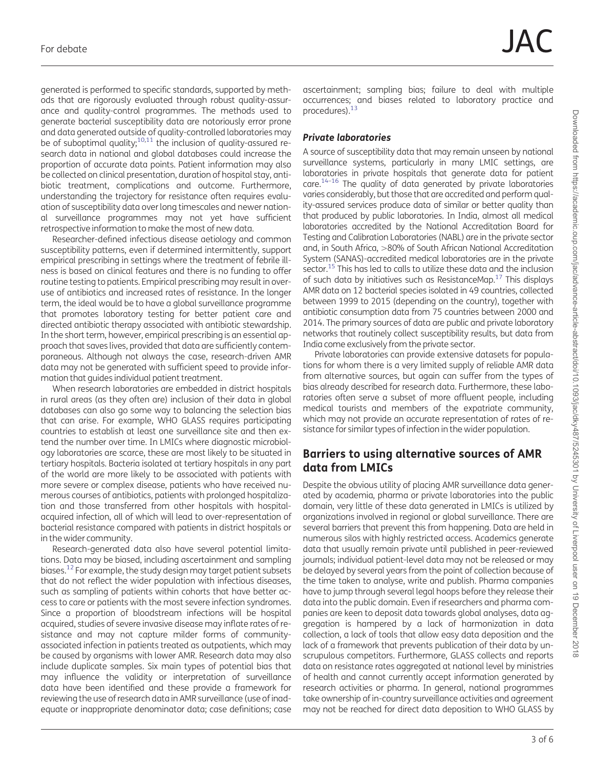generated is performed to specific standards, supported by methods that are rigorously evaluated through robust quality-assurance and quality-control programmes. The methods used to generate bacterial susceptibility data are notoriously error prone and data generated outside of quality-controlled laboratories may be of suboptimal quality;[10,11] the inclusion of quality-assured research data in national and global databases could increase the proportion of accurate data points. Patient information may also be collected on clinical presentation, duration of hospital stay, antibiotic treatment, complications and outcome. Furthermore, understanding the trajectory for resistance often requires evaluation of susceptibility data over long timescales and newer national surveillance programmes may not yet have sufficient retrospective information to make the most of new data.

Researcher-defined infectious disease aetiology and common susceptibility patterns, even if determined intermittently, support empirical prescribing in settings where the treatment of febrile illness is based on clinical features and there is no funding to offer routine testing to patients. Empirical prescribing may result in overuse of antibiotics and increased rates of resistance. In the longer term, the ideal would be to have a global surveillance programme that promotes laboratory testing for better patient care and directed antibiotic therapy associated with antibiotic stewardship. In the short term, however, empirical prescribing is an essential approach that saves lives, provided that data are sufficiently contemporaneous. Although not always the case, research-driven AMR data may not be generated with sufficient speed to provide information that guides individual patient treatment.

When research laboratories are embedded in district hospitals in rural areas (as they often are) inclusion of their data in global databases can also go some way to balancing the selection bias that can arise. For example, WHO GLASS requires participating countries to establish at least one surveillance site and then extend the number over time. In LMICs where diagnostic microbiology laboratories are scarce, these are most likely to be situated in tertiary hospitals. Bacteria isolated at tertiary hospitals in any part of the world are more likely to be associated with patients with more severe or complex disease, patients who have received numerous courses of antibiotics, patients with prolonged hospitalization and those transferred from other hospitals with hospital-acquired infection, all of which will lead to over-representation of bacterial resistance compared with patients in district hospitals or in the wider community.

Research-generated data also have several potential limitations. Data may be biased, including ascertainment and sampling biases.[12] For example, the study design may target patient subsets that do not reflect the wider population with infectious diseases, such as sampling of patients within cohorts that have better access to care or patients with the most severe infection syndromes. Since a proportion of bloodstream infections will be hospital acquired, studies of severe invasive disease may inflate rates of resistance and may not capture milder forms of community-associated infection in patients treated as outpatients, which may be caused by organisms with lower AMR. Research data may also include duplicate samples. Six main types of potential bias that may influence the validity or interpretation of surveillance data have been identified and these provide a framework for reviewing the use of research data in AMR surveillance (use of inadequate or inappropriate denominator data; case definitions; case ascertainment; sampling bias; failure to deal with multiple occurrences; and biases related to laboratory practice and procedures).[13]

### *Private laboratories*

A source of susceptibility data that may remain unseen by national surveillance systems, particularly in many LMIC settings, are laboratories in private hospitals that generate data for patient care.[14–16] The quality of data generated by private laboratories varies considerably, but those that are accredited and perform quality-assured services produce data of similar or better quality than that produced by public laboratories. In India, almost all medical laboratories accredited by the National Accreditation Board for Testing and Calibration Laboratories (NABL) are in the private sector and, in South Africa, >80% of South African National Accreditation System (SANAS)-accredited medical laboratories are in the private sector.[15] This has led to calls to utilize these data and the inclusion of such data by initiatives such as ResistanceMap.[17] This displays AMR data on 12 bacterial species isolated in 49 countries, collected between 1999 to 2015 (depending on the country), together with antibiotic consumption data from 75 countries between 2000 and 2014. The primary sources of data are public and private laboratory networks that routinely collect susceptibility results, but data from India come exclusively from the private sector.

Private laboratories can provide extensive datasets for populations for whom there is a very limited supply of reliable AMR data from alternative sources, but again can suffer from the types of bias already described for research data. Furthermore, these laboratories often serve a subset of more affluent people, including medical tourists and members of the expatriate community, which may not provide an accurate representation of rates of resistance for similar types of infection in the wider population.

## Barriers to using alternative sources of AMR data from LMICs

Despite the obvious utility of placing AMR surveillance data generated by academia, pharma or private laboratories into the public domain, very little of these data generated in LMICs is utilized by organizations involved in regional or global surveillance. There are several barriers that prevent this from happening. Data are held in numerous silos with highly restricted access. Academics generate data that usually remain private until published in peer-reviewed journals; individual patient-level data may not be released or may be delayed by several years from the point of collection because of the time taken to analyse, write and publish. Pharma companies have to jump through several legal hoops before they release their data into the public domain. Even if researchers and pharma companies are keen to deposit data towards global analyses, data aggregation is hampered by a lack of harmonization in data collection, a lack of tools that allow easy data deposition and the lack of a framework that prevents publication of their data by unscrupulous competitors. Furthermore, GLASS collects and reports data on resistance rates aggregated at national level by ministries of health and cannot currently accept information generated by research activities or pharma. In general, national programmes take ownership of in-country surveillance activities and agreement may not be reached for direct data deposition to WHO GLASS by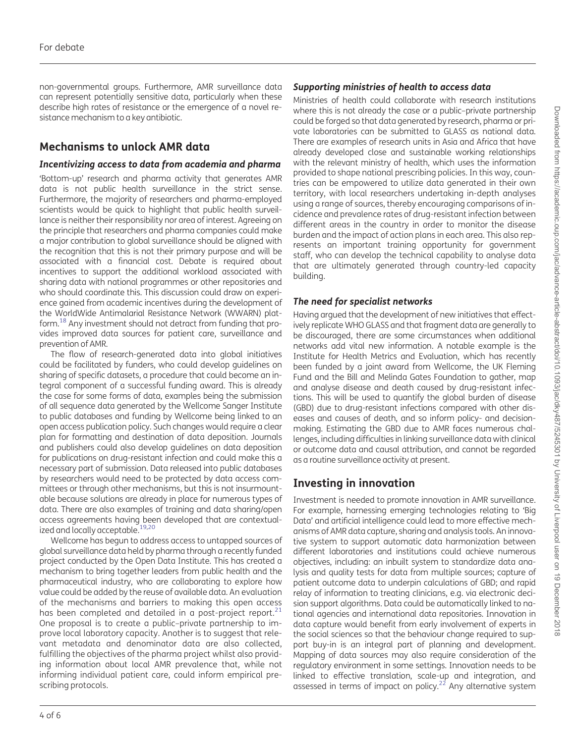non-governmental groups. Furthermore, AMR surveillance data can represent potentially sensitive data, particularly when these describe high rates of resistance or the emergence of a novel resistance mechanism to a key antibiotic.

## Mechanisms to unlock AMR data

### *Incentivizing access to data from academia and pharma*

'Bottom-up' research and pharma activity that generates AMR data is not public health surveillance in the strict sense. Furthermore, the majority of researchers and pharma-employed scientists would be quick to highlight that public health surveillance is neither their responsibility nor area of interest. Agreeing on the principle that researchers and pharma companies could make a major contribution to global surveillance should be aligned with the recognition that this is not their primary purpose and will be associated with a financial cost. Debate is required about incentives to support the additional workload associated with sharing data with national programmes or other repositories and who should coordinate this. This discussion could draw on experience gained from academic incentives during the development of the WorldWide Antimalarial Resistance Network (WWARN) platform.[18] Any investment should not detract from funding that provides improved data sources for patient care, surveillance and prevention of AMR.

The flow of research-generated data into global initiatives could be facilitated by funders, who could develop guidelines on sharing of specific datasets, a procedure that could become an integral component of a successful funding award. This is already the case for some forms of data, examples being the submission of all sequence data generated by the Wellcome Sanger Institute to public databases and funding by Wellcome being linked to an open access publication policy. Such changes would require a clear plan for formatting and destination of data deposition. Journals and publishers could also develop guidelines on data deposition for publications on drug-resistant infection and could make this a necessary part of submission. Data released into public databases by researchers would need to be protected by data access committees or through other mechanisms, but this is not insurmountable because solutions are already in place for numerous types of data. There are also examples of training and data sharing/open access agreements having been developed that are contextualized and locally acceptable.[19,20]

Wellcome has begun to address access to untapped sources of global surveillance data held by pharma through a recently funded project conducted by the Open Data Institute. This has created a mechanism to bring together leaders from public health and the pharmaceutical industry, who are collaborating to explore how value could be added by the reuse of available data. An evaluation of the mechanisms and barriers to making this open access has been completed and detailed in a post-project report.[21] One proposal is to create a public–private partnership to improve local laboratory capacity. Another is to suggest that relevant metadata and denominator data are also collected, fulfilling the objectives of the pharma project whilst also providing information about local AMR prevalence that, while not informing individual patient care, could inform empirical prescribing protocols.

### *Supporting ministries of health to access data*

Ministries of health could collaborate with research institutions where this is not already the case or a public–private partnership could be forged so that data generated by research, pharma or private laboratories can be submitted to GLASS as national data. There are examples of research units in Asia and Africa that have already developed close and sustainable working relationships with the relevant ministry of health, which uses the information provided to shape national prescribing policies. In this way, countries can be empowered to utilize data generated in their own territory, with local researchers undertaking in-depth analyses using a range of sources, thereby encouraging comparisons of incidence and prevalence rates of drug-resistant infection between different areas in the country in order to monitor the disease burden and the impact of action plans in each area. This also represents an important training opportunity for government staff, who can develop the technical capability to analyse data that are ultimately generated through country-led capacity building.

### *The need for specialist networks*

Having argued that the development of new initiatives that effectively replicate WHO GLASS and that fragment data are generally to be discouraged, there are some circumstances when additional networks add vital new information. A notable example is the Institute for Health Metrics and Evaluation, which has recently been funded by a joint award from Wellcome, the UK Fleming Fund and the Bill and Melinda Gates Foundation to gather, map and analyse disease and death caused by drug-resistant infections. This will be used to quantify the global burden of disease (GBD) due to drug-resistant infections compared with other diseases and causes of death, and so inform policy- and decision-making. Estimating the GBD due to AMR faces numerous challenges, including difficulties in linking surveillance data with clinical or outcome data and causal attribution, and cannot be regarded as a routine surveillance activity at present.

## Investing in innovation

Investment is needed to promote innovation in AMR surveillance. For example, harnessing emerging technologies relating to 'Big Data' and artificial intelligence could lead to more effective mechanisms of AMR data capture, sharing and analysis tools. An innovative system to support automatic data harmonization between different laboratories and institutions could achieve numerous objectives, including: an inbuilt system to standardize data analysis and quality tests for data from multiple sources; capture of patient outcome data to underpin calculations of GBD; and rapid relay of information to treating clinicians, e.g. via electronic decision support algorithms. Data could be automatically linked to national agencies and international data repositories. Innovation in data capture would benefit from early involvement of experts in the social sciences so that the behaviour change required to support buy-in is an integral part of planning and development. Mapping of data sources may also require consideration of the regulatory environment in some settings. Innovation needs to be linked to effective translation, scale-up and integration, and assessed in terms of impact on policy.[22] Any alternative system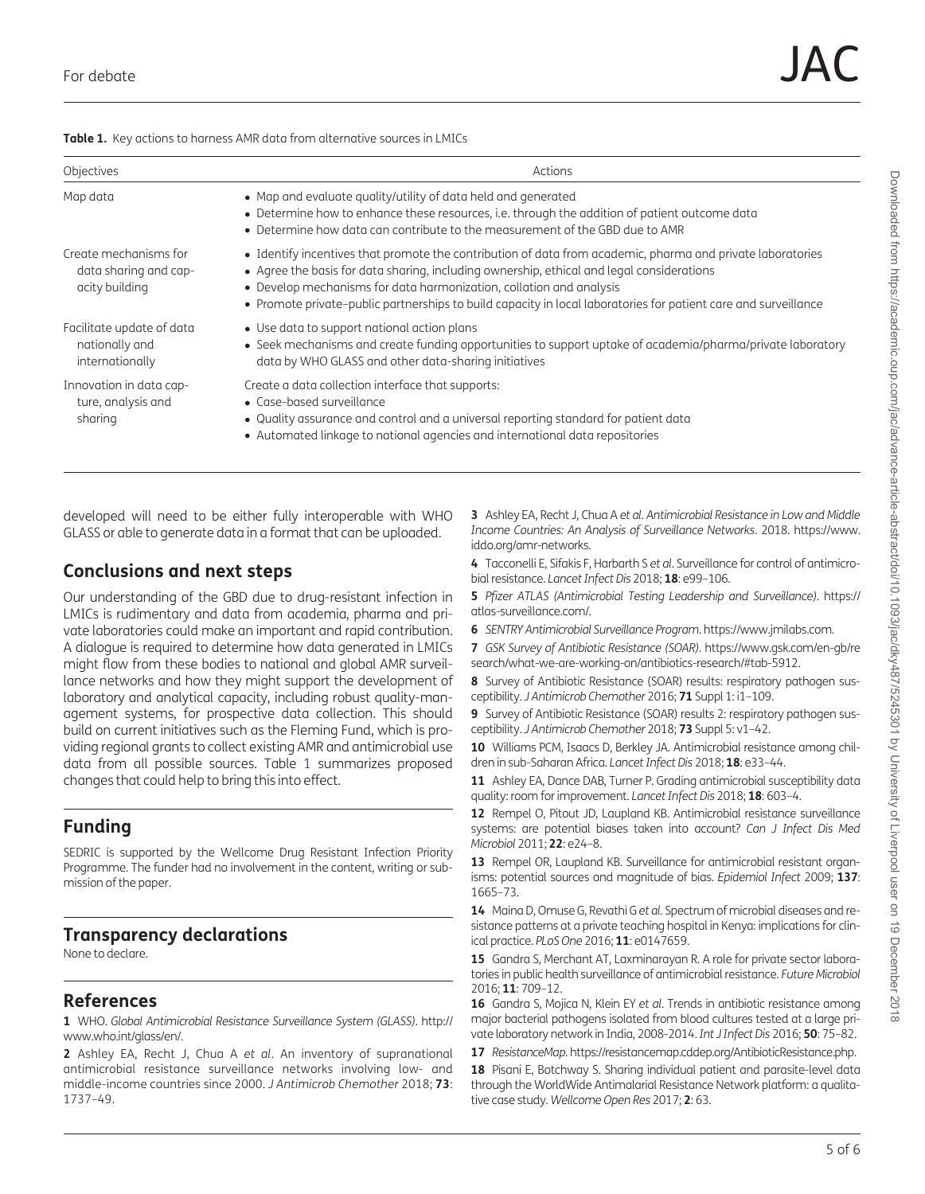**Table 1.** Key actions to harness AMR data from alternative sources in LMICs

| Objectives | Actions |
| --- | --- |
| Map data | • Map and evaluate quality/utility of data held and generated<br>• Determine how to enhance these resources, i.e. through the addition of patient outcome data<br>• Determine how data can contribute to the measurement of the GBD due to AMR |
| Create mechanisms for data sharing and capacity building | • Identify incentives that promote the contribution of data from academic, pharma and private laboratories<br>• Agree the basis for data sharing, including ownership, ethical and legal considerations<br>• Develop mechanisms for data harmonization, collation and analysis<br>• Promote private–public partnerships to build capacity in local laboratories for patient care and surveillance |
| Facilitate update of data nationally and internationally | • Use data to support national action plans<br>• Seek mechanisms and create funding opportunities to support uptake of academia/pharma/private laboratory data by WHO GLASS and other data-sharing initiatives |
| Innovation in data capture, analysis and sharing | Create a data collection interface that supports:<br>• Case-based surveillance<br>• Quality assurance and control and a universal reporting standard for patient data<br>• Automated linkage to national agencies and international data repositories |

developed will need to be either fully interoperable with WHO GLASS or able to generate data in a format that can be uploaded.

## Conclusions and next steps

Our understanding of the GBD due to drug-resistant infection in LMICs is rudimentary and data from academia, pharma and private laboratories could make an important and rapid contribution. A dialogue is required to determine how data generated in LMICs might flow from these bodies to national and global AMR surveillance networks and how they might support the development of laboratory and analytical capacity, including robust quality-management systems, for prospective data collection. This should build on current initiatives such as the Fleming Fund, which is providing regional grants to collect existing AMR and antimicrobial use data from all possible sources. Table 1 summarizes proposed changes that could help to bring this into effect.

## Funding

SEDRIC is supported by the Wellcome Drug Resistant Infection Priority Programme. The funder had no involvement in the content, writing or submission of the paper.

## Transparency declarations

None to declare.

## References

**1** WHO. *Global Antimicrobial Resistance Surveillance System (GLASS)*. http://www.who.int/glass/en/.

**2** Ashley EA, Recht J, Chua A *et al*. An inventory of supranational antimicrobial resistance surveillance networks involving low- and middle-income countries since 2000. *J Antimicrob Chemother* 2018; **73**: 1737–49.

**3** Ashley EA, Recht J, Chua A *et al*. *Antimicrobial Resistance in Low and Middle Income Countries: An Analysis of Surveillance Networks*. 2018. https://www.iddo.org/amr-networks.

**4** Tacconelli E, Sifakis F, Harbarth S *et al*. Surveillance for control of antimicrobial resistance. *Lancet Infect Dis* 2018; **18**: e99–106.

**5** *Pfizer ATLAS (Antimicrobial Testing Leadership and Surveillance)*. https://atlas-surveillance.com/.

**6** *SENTRY Antimicrobial Surveillance Program*. https://www.jmilabs.com.

**7** *GSK Survey of Antibiotic Resistance (SOAR)*. https://www.gsk.com/en-gb/research/what-we-are-working-on/antibiotics-research/#tab-5912.

**8** Survey of Antibiotic Resistance (SOAR) results: respiratory pathogen susceptibility. *J Antimicrob Chemother* 2016; **71** Suppl 1: i1–109.

**9** Survey of Antibiotic Resistance (SOAR) results 2: respiratory pathogen susceptibility. *J Antimicrob Chemother* 2018; **73** Suppl 5: v1–42.

**10** Williams PCM, Isaacs D, Berkley JA. Antimicrobial resistance among children in sub-Saharan Africa. *Lancet Infect Dis* 2018; **18**: e33–44.

**11** Ashley EA, Dance DAB, Turner P. Grading antimicrobial susceptibility data quality: room for improvement. *Lancet Infect Dis* 2018; **18**: 603–4.

**12** Rempel O, Pitout JD, Laupland KB. Antimicrobial resistance surveillance systems: are potential biases taken into account? *Can J Infect Dis Med Microbiol* 2011; **22**: e24–8.

**13** Rempel OR, Laupland KB. Surveillance for antimicrobial resistant organisms: potential sources and magnitude of bias. *Epidemiol Infect* 2009; **137**: 1665–73.

**14** Maina D, Omuse G, Revathi G *et al*. Spectrum of microbial diseases and resistance patterns at a private teaching hospital in Kenya: implications for clinical practice. *PLoS One* 2016; **11**: e0147659.

**15** Gandra S, Merchant AT, Laxminarayan R. A role for private sector laboratories in public health surveillance of antimicrobial resistance. *Future Microbiol* 2016; **11**: 709–12.

**16** Gandra S, Mojica N, Klein EY *et al*. Trends in antibiotic resistance among major bacterial pathogens isolated from blood cultures tested at a large private laboratory network in India, 2008-2014. *Int J Infect Dis* 2016; **50**: 75–82.

**17** *ResistanceMap*. https://resistancemap.cddep.org/AntibioticResistance.php.

**18** Pisani E, Botchway S. Sharing individual patient and parasite-level data through the WorldWide Antimalarial Resistance Network platform: a qualitative case study. *Wellcome Open Res* 2017; **2**: 63.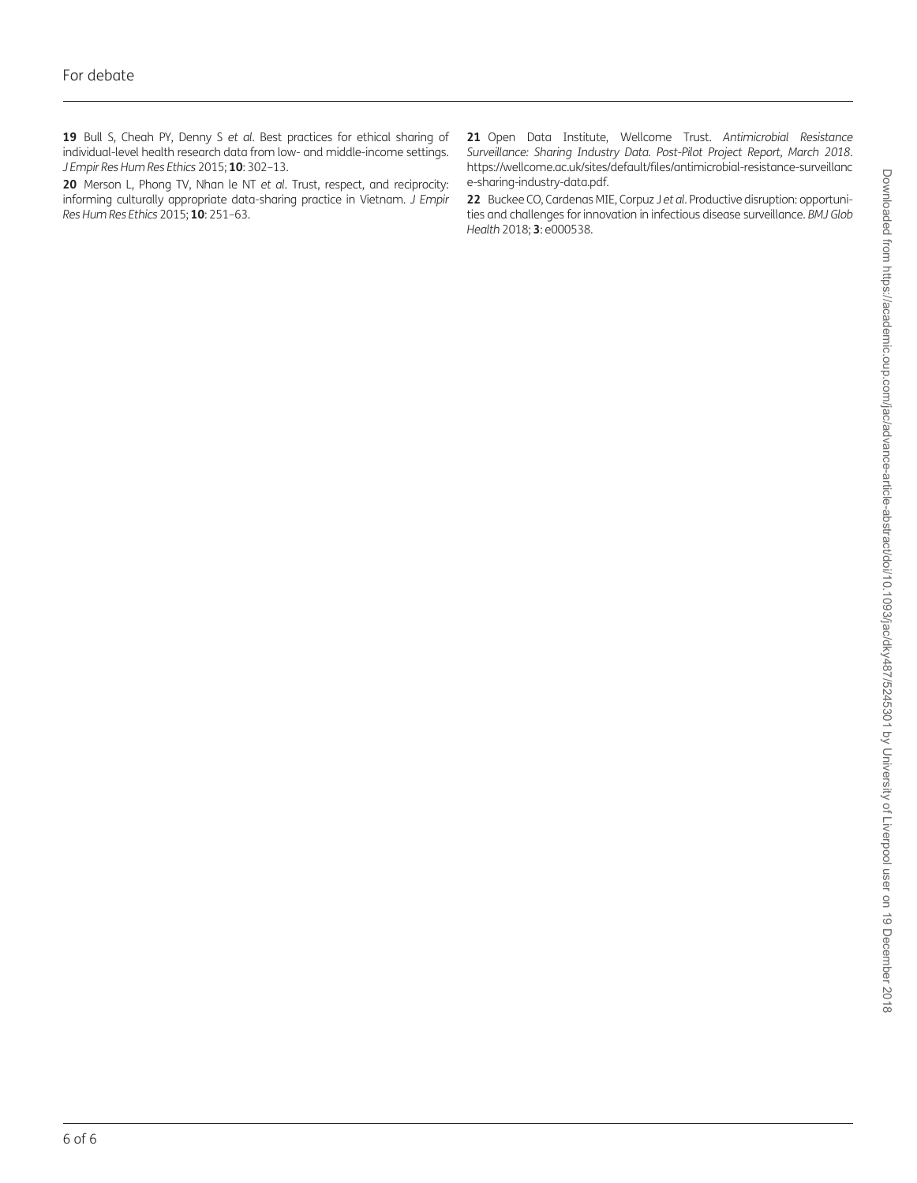**19** Bull S, Cheah PY, Denny S *et al*. Best practices for ethical sharing of individual-level health research data from low- and middle-income settings. *J Empir Res Hum Res Ethics* 2015; **10**: 302–13.

**20** Merson L, Phong TV, Nhan le NT *et al*. Trust, respect, and reciprocity: informing culturally appropriate data-sharing practice in Vietnam. *J Empir Res Hum Res Ethics* 2015; **10**: 251–63.

**21** Open Data Institute, Wellcome Trust. *Antimicrobial Resistance Surveillance: Sharing Industry Data. Post-Pilot Project Report, March 2018*. https://wellcome.ac.uk/sites/default/files/antimicrobial-resistance-surveillance-sharing-industry-data.pdf.

**22** Buckee CO, Cardenas MIE, Corpuz J *et al*. Productive disruption: opportunities and challenges for innovation in infectious disease surveillance. *BMJ Glob Health* 2018; **3**: e000538.